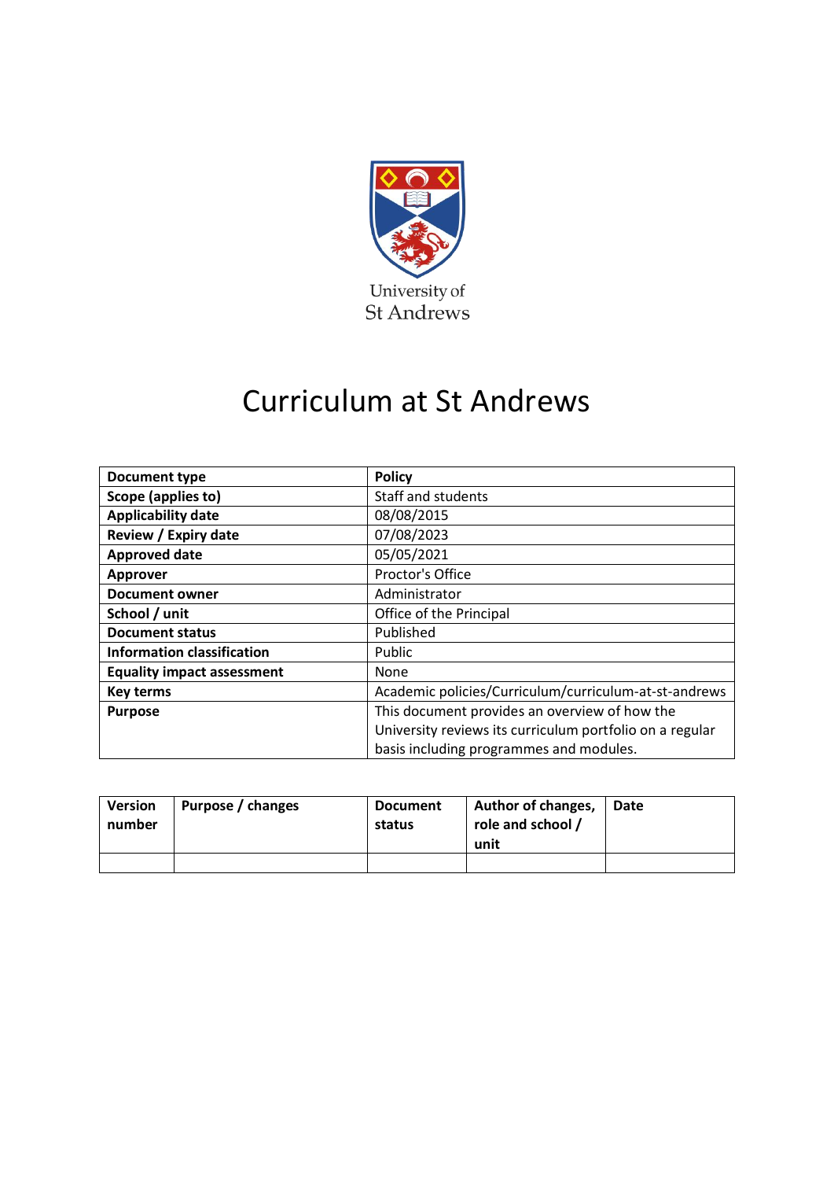University of St Andrews

# Curriculum at St Andrews

| **Document type** | **Policy** |
|---|---|
| **Scope (applies to)** | Staff and students |
| **Applicability date** | 08/08/2015 |
| **Review / Expiry date** | 07/08/2023 |
| **Approved date** | 05/05/2021 |
| **Approver** | Proctor's Office |
| **Document owner** | Administrator |
| **School / unit** | Office of the Principal |
| **Document status** | Published |
| **Information classification** | Public |
| **Equality impact assessment** | None |
| **Key terms** | Academic policies/Curriculum/curriculum-at-st-andrews |
| **Purpose** | This document provides an overview of how the University reviews its curriculum portfolio on a regular basis including programmes and modules. |

| **Version number** | **Purpose / changes** | **Document status** | **Author of changes, role and school / unit** | **Date** |
|---|---|---|---|---|
| | | | | |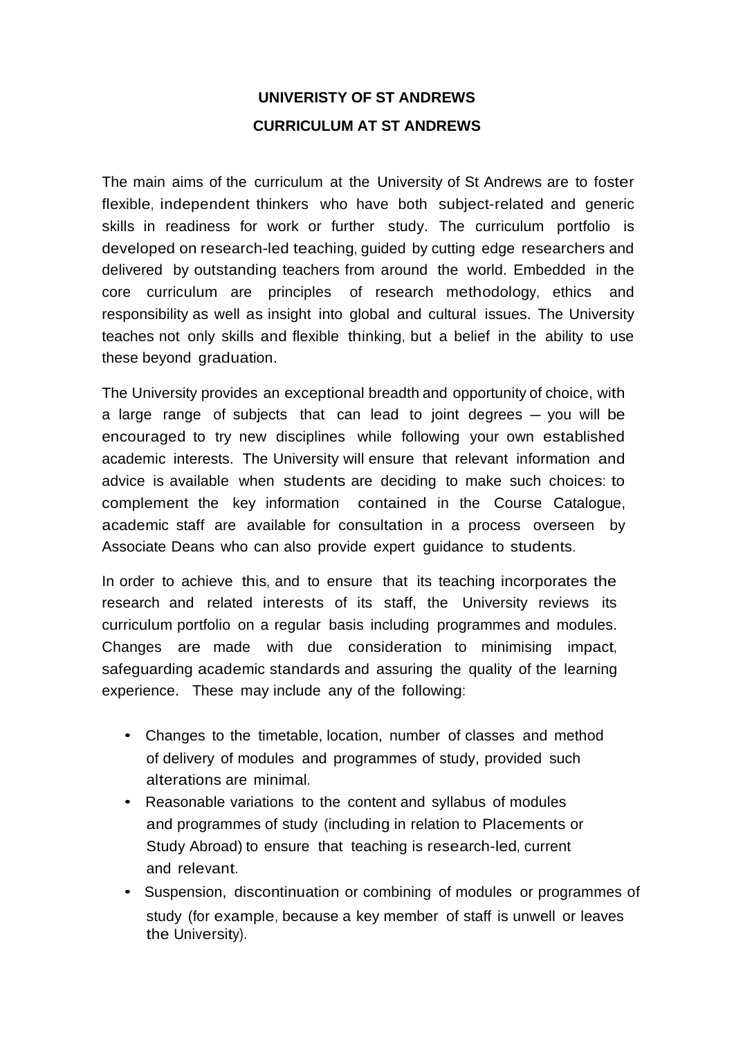**UNIVERISTY OF ST ANDREWS**

**CURRICULUM AT ST ANDREWS**

The main aims of the curriculum at the University of St Andrews are to foster flexible, independent thinkers who have both subject-related and generic skills in readiness for work or further study. The curriculum portfolio is developed on research-led teaching, guided by cutting edge researchers and delivered by outstanding teachers from around the world. Embedded in the core curriculum are principles of research methodology, ethics and responsibility as well as insight into global and cultural issues. The University teaches not only skills and flexible thinking, but a belief in the ability to use these beyond graduation.

The University provides an exceptional breadth and opportunity of choice, with a large range of subjects that can lead to joint degrees – you will be encouraged to try new disciplines while following your own established academic interests. The University will ensure that relevant information and advice is available when students are deciding to make such choices: to complement the key information contained in the Course Catalogue, academic staff are available for consultation in a process overseen by Associate Deans who can also provide expert guidance to students.

In order to achieve this, and to ensure that its teaching incorporates the research and related interests of its staff, the University reviews its curriculum portfolio on a regular basis including programmes and modules. Changes are made with due consideration to minimising impact, safeguarding academic standards and assuring the quality of the learning experience. These may include any of the following:

- Changes to the timetable, location, number of classes and method of delivery of modules and programmes of study, provided such alterations are minimal.
- Reasonable variations to the content and syllabus of modules and programmes of study (including in relation to Placements or Study Abroad) to ensure that teaching is research-led, current and relevant.
- Suspension, discontinuation or combining of modules or programmes of study (for example, because a key member of staff is unwell or leaves the University).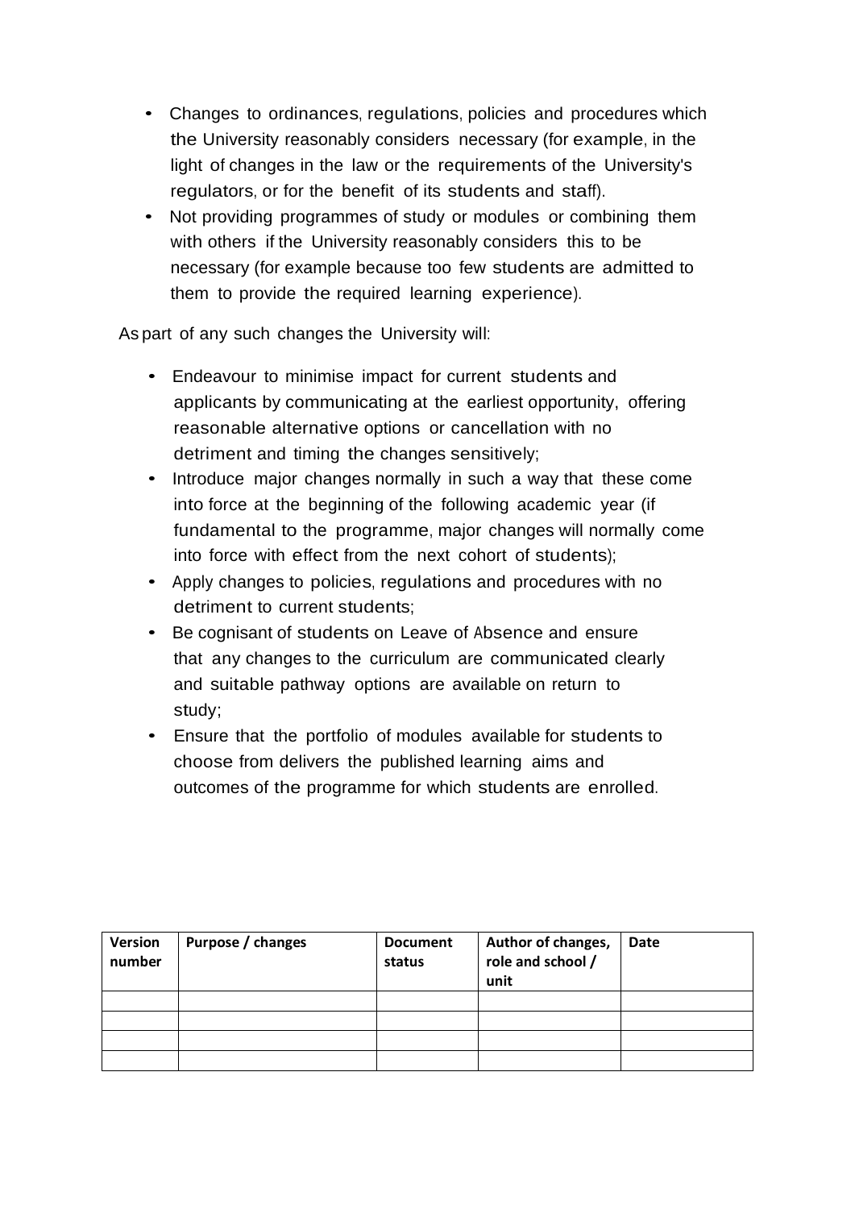- Changes to ordinances, regulations, policies and procedures which the University reasonably considers necessary (for example, in the light of changes in the law or the requirements of the University's regulators, or for the benefit of its students and staff).
- Not providing programmes of study or modules or combining them with others if the University reasonably considers this to be necessary (for example because too few students are admitted to them to provide the required learning experience).

As part of any such changes the University will:

- Endeavour to minimise impact for current students and applicants by communicating at the earliest opportunity, offering reasonable alternative options or cancellation with no detriment and timing the changes sensitively;
- Introduce major changes normally in such a way that these come into force at the beginning of the following academic year (if fundamental to the programme, major changes will normally come into force with effect from the next cohort of students);
- Apply changes to policies, regulations and procedures with no detriment to current students;
- Be cognisant of students on Leave of Absence and ensure that any changes to the curriculum are communicated clearly and suitable pathway options are available on return to study;
- Ensure that the portfolio of modules available for students to choose from delivers the published learning aims and outcomes of the programme for which students are enrolled.

| **Version number** | **Purpose / changes** | **Document status** | **Author of changes, role and school / unit** | **Date** |
|---|---|---|---|---|
| | | | | |
| | | | | |
| | | | | |
| | | | | |